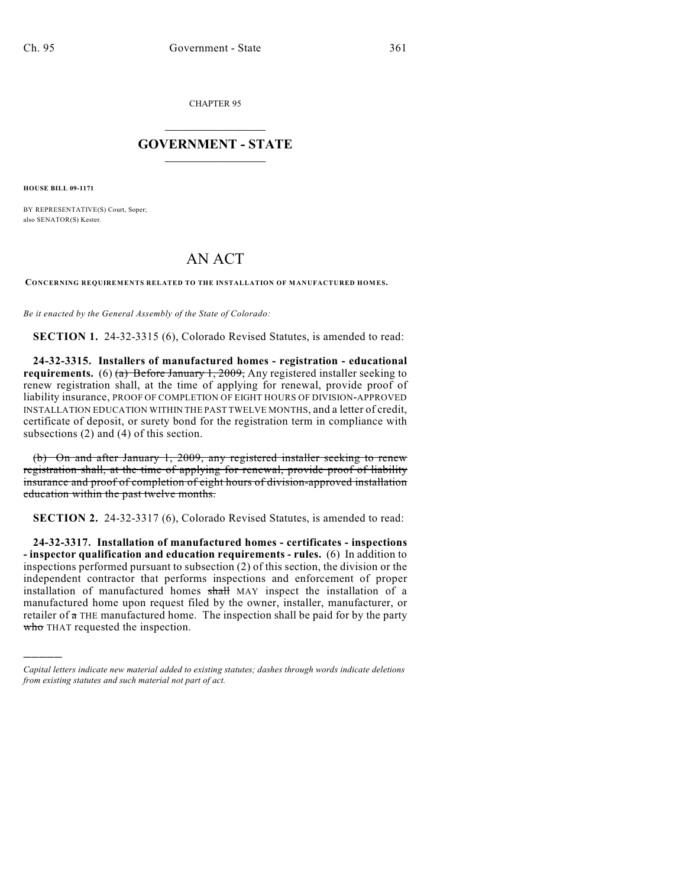CHAPTER 95

# GOVERNMENT - STATE

**HOUSE BILL 09-1171**

BY REPRESENTATIVE(S) Court, Soper;
also SENATOR(S) Kester.

# AN ACT

**CONCERNING REQUIREMENTS RELATED TO THE INSTALLATION OF MANUFACTURED HOMES.**

*Be it enacted by the General Assembly of the State of Colorado:*

**SECTION 1.** 24-32-3315 (6), Colorado Revised Statutes, is amended to read:

**24-32-3315. Installers of manufactured homes - registration - educational requirements.** (6) ~~(a) Before January 1, 2009,~~ Any registered installer seeking to renew registration shall, at the time of applying for renewal, provide proof of liability insurance, PROOF OF COMPLETION OF EIGHT HOURS OF DIVISION-APPROVED INSTALLATION EDUCATION WITHIN THE PAST TWELVE MONTHS, and a letter of credit, certificate of deposit, or surety bond for the registration term in compliance with subsections (2) and (4) of this section.

~~(b) On and after January 1, 2009, any registered installer seeking to renew registration shall, at the time of applying for renewal, provide proof of liability insurance and proof of completion of eight hours of division-approved installation education within the past twelve months.~~

**SECTION 2.** 24-32-3317 (6), Colorado Revised Statutes, is amended to read:

**24-32-3317. Installation of manufactured homes - certificates - inspections - inspector qualification and education requirements - rules.** (6) In addition to inspections performed pursuant to subsection (2) of this section, the division or the independent contractor that performs inspections and enforcement of proper installation of manufactured homes ~~shall~~ MAY inspect the installation of a manufactured home upon request filed by the owner, installer, manufacturer, or retailer of ~~a~~ THE manufactured home. The inspection shall be paid for by the party ~~who~~ THAT requested the inspection.

*Capital letters indicate new material added to existing statutes; dashes through words indicate deletions from existing statutes and such material not part of act.*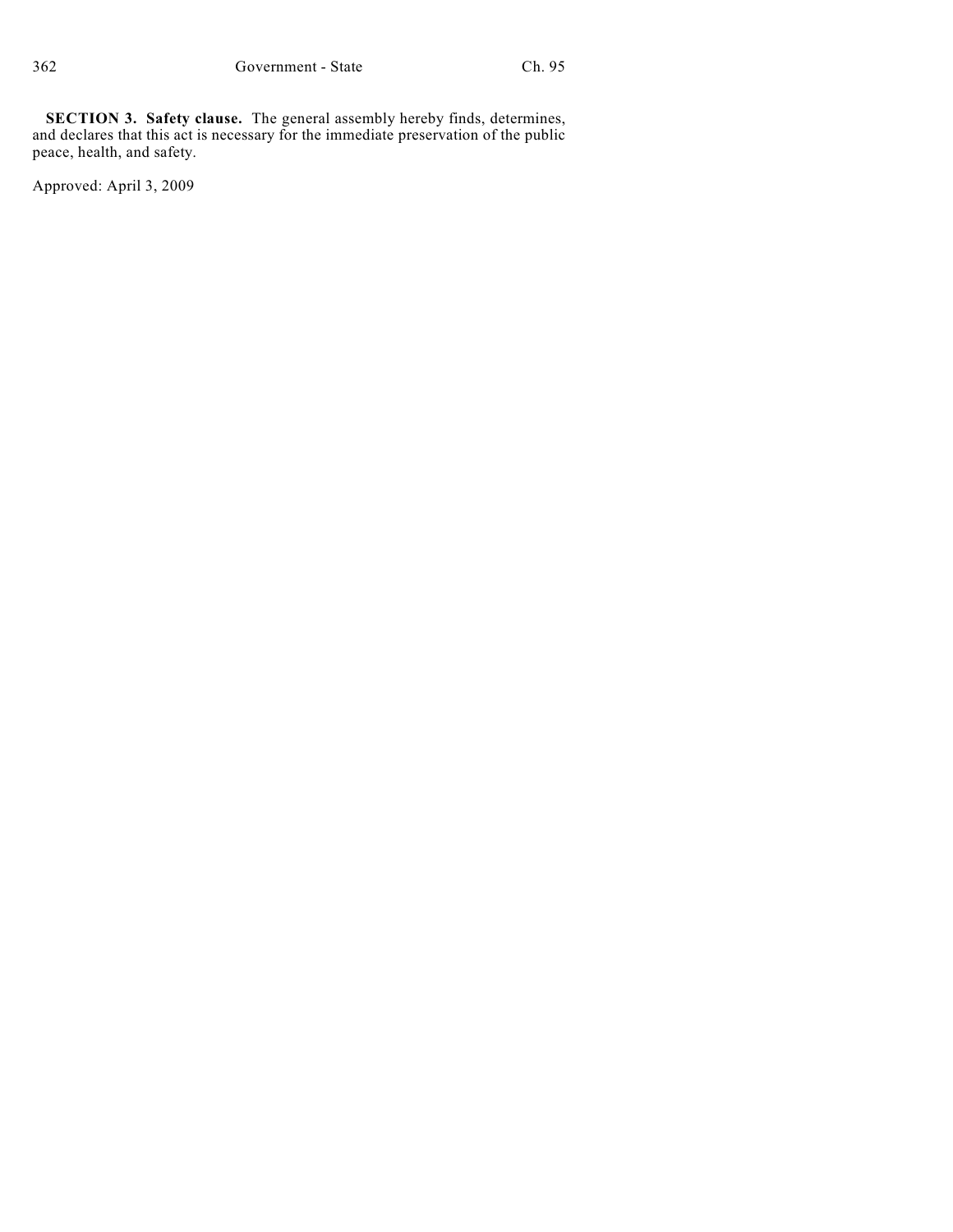**SECTION 3. Safety clause.** The general assembly hereby finds, determines, and declares that this act is necessary for the immediate preservation of the public peace, health, and safety.

Approved: April 3, 2009